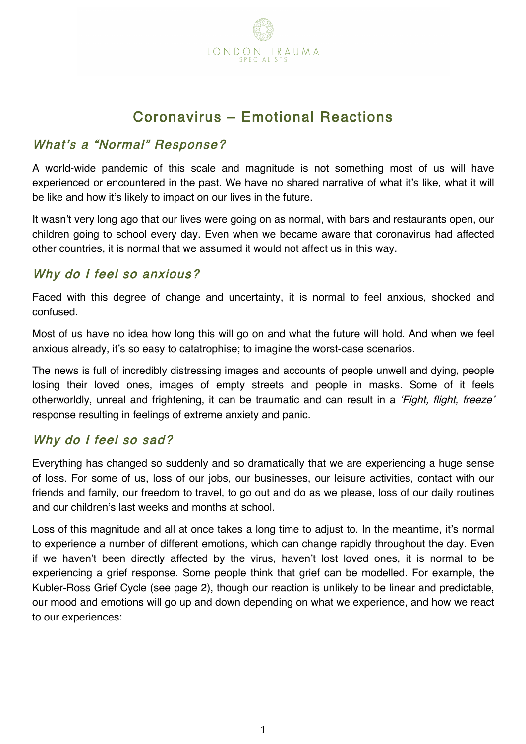LONDON TRAUMA
SPECIALISTS

# Coronavirus – Emotional Reactions

## *What's a "Normal" Response?*

A world-wide pandemic of this scale and magnitude is not something most of us will have experienced or encountered in the past. We have no shared narrative of what it's like, what it will be like and how it's likely to impact on our lives in the future.

It wasn't very long ago that our lives were going on as normal, with bars and restaurants open, our children going to school every day. Even when we became aware that coronavirus had affected other countries, it is normal that we assumed it would not affect us in this way.

## *Why do I feel so anxious?*

Faced with this degree of change and uncertainty, it is normal to feel anxious, shocked and confused.

Most of us have no idea how long this will go on and what the future will hold. And when we feel anxious already, it's so easy to catatrophise; to imagine the worst-case scenarios.

The news is full of incredibly distressing images and accounts of people unwell and dying, people losing their loved ones, images of empty streets and people in masks. Some of it feels otherworldly, unreal and frightening, it can be traumatic and can result in a *'Fight, flight, freeze'* response resulting in feelings of extreme anxiety and panic.

## *Why do I feel so sad?*

Everything has changed so suddenly and so dramatically that we are experiencing a huge sense of loss. For some of us, loss of our jobs, our businesses, our leisure activities, contact with our friends and family, our freedom to travel, to go out and do as we please, loss of our daily routines and our children's last weeks and months at school.

Loss of this magnitude and all at once takes a long time to adjust to. In the meantime, it's normal to experience a number of different emotions, which can change rapidly throughout the day. Even if we haven't been directly affected by the virus, haven't lost loved ones, it is normal to be experiencing a grief response. Some people think that grief can be modelled. For example, the Kubler-Ross Grief Cycle (see page 2), though our reaction is unlikely to be linear and predictable, our mood and emotions will go up and down depending on what we experience, and how we react to our experiences: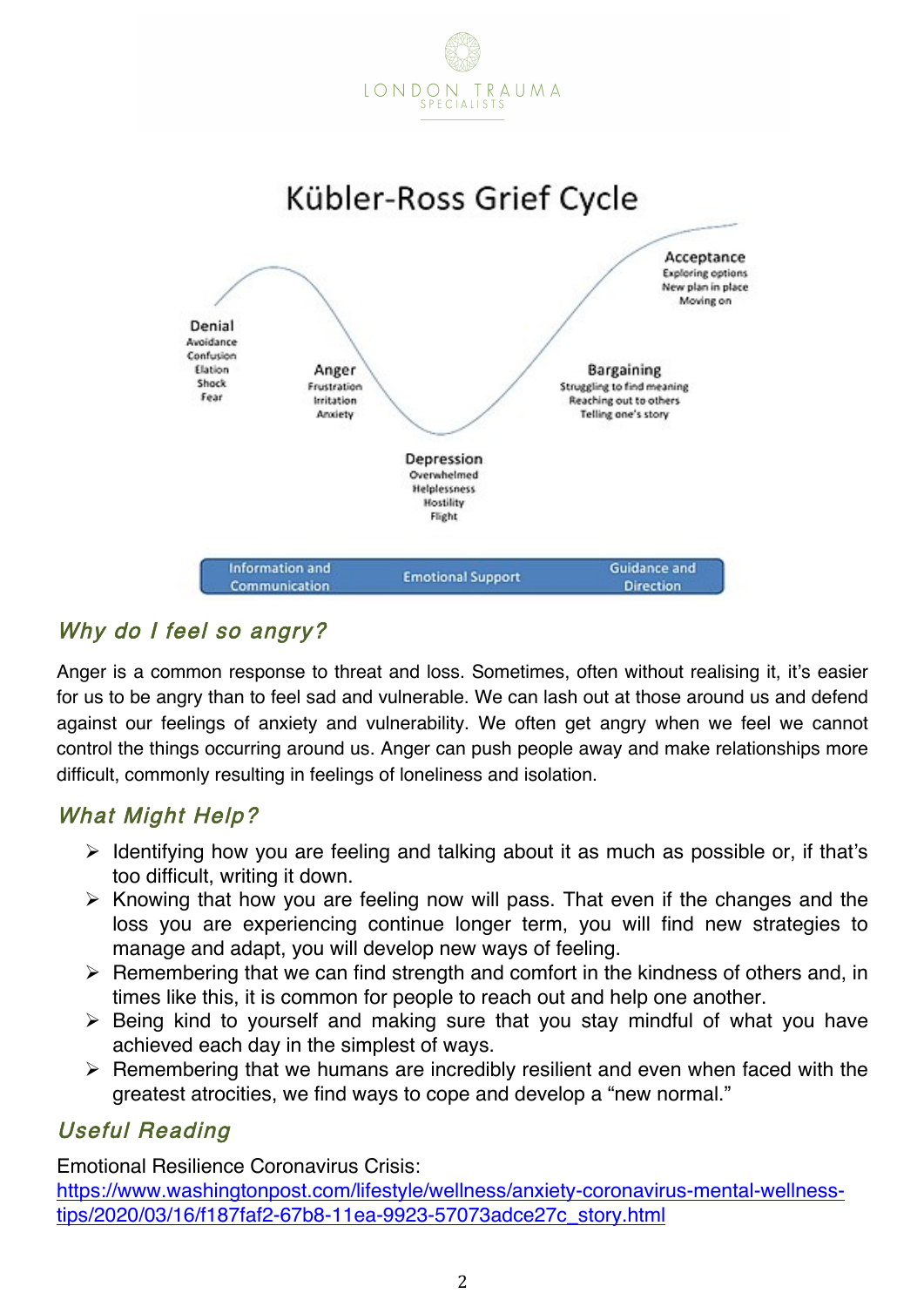LONDON TRAUMA
SPECIALISTS

Kübler-Ross Grief Cycle

Denial
Avoidance
Confusion
Elation
Shock
Fear

Anger
Frustration
Irritation
Anxiety

Depression
Overwhelmed
Helplessness
Hostility
Flight

Bargaining
Struggling to find meaning
Reaching out to others
Telling one's story

Acceptance
Exploring options
New plan in place
Moving on

Information and Communication | Emotional Support | Guidance and Direction

## *Why do I feel so angry?*

Anger is a common response to threat and loss. Sometimes, often without realising it, it's easier for us to be angry than to feel sad and vulnerable. We can lash out at those around us and defend against our feelings of anxiety and vulnerability. We often get angry when we feel we cannot control the things occurring around us. Anger can push people away and make relationships more difficult, commonly resulting in feelings of loneliness and isolation.

## *What Might Help?*

- Identifying how you are feeling and talking about it as much as possible or, if that's too difficult, writing it down.
- Knowing that how you are feeling now will pass. That even if the changes and the loss you are experiencing continue longer term, you will find new strategies to manage and adapt, you will develop new ways of feeling.
- Remembering that we can find strength and comfort in the kindness of others and, in times like this, it is common for people to reach out and help one another.
- Being kind to yourself and making sure that you stay mindful of what you have achieved each day in the simplest of ways.
- Remembering that we humans are incredibly resilient and even when faced with the greatest atrocities, we find ways to cope and develop a "new normal."

## *Useful Reading*

Emotional Resilience Coronavirus Crisis:
https://www.washingtonpost.com/lifestyle/wellness/anxiety-coronavirus-mental-wellness-tips/2020/03/16/f187faf2-67b8-11ea-9923-57073adce27c_story.html